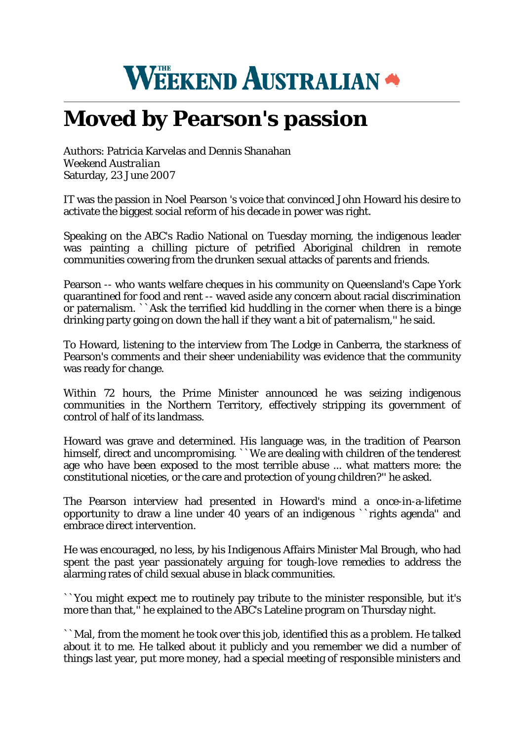# THE WEEKEND AUSTRALIAN

# Moved by Pearson's passion

Authors: Patricia Karvelas and Dennis Shanahan
*Weekend Australian*
Saturday, 23 June 2007

IT was the passion in Noel Pearson 's voice that convinced John Howard his desire to activate the biggest social reform of his decade in power was right.

Speaking on the ABC's Radio National on Tuesday morning, the indigenous leader was painting a chilling picture of petrified Aboriginal children in remote communities cowering from the drunken sexual attacks of parents and friends.

Pearson -- who wants welfare cheques in his community on Queensland's Cape York quarantined for food and rent -- waved aside any concern about racial discrimination or paternalism. ``Ask the terrified kid huddling in the corner when there is a binge drinking party going on down the hall if they want a bit of paternalism,'' he said.

To Howard, listening to the interview from The Lodge in Canberra, the starkness of Pearson's comments and their sheer undeniability was evidence that the community was ready for change.

Within 72 hours, the Prime Minister announced he was seizing indigenous communities in the Northern Territory, effectively stripping its government of control of half of its landmass.

Howard was grave and determined. His language was, in the tradition of Pearson himself, direct and uncompromising. ``We are dealing with children of the tenderest age who have been exposed to the most terrible abuse ... what matters more: the constitutional niceties, or the care and protection of young children?'' he asked.

The Pearson interview had presented in Howard's mind a once-in-a-lifetime opportunity to draw a line under 40 years of an indigenous ``rights agenda'' and embrace direct intervention.

He was encouraged, no less, by his Indigenous Affairs Minister Mal Brough, who had spent the past year passionately arguing for tough-love remedies to address the alarming rates of child sexual abuse in black communities.

``You might expect me to routinely pay tribute to the minister responsible, but it's more than that,'' he explained to the ABC's Lateline program on Thursday night.

``Mal, from the moment he took over this job, identified this as a problem. He talked about it to me. He talked about it publicly and you remember we did a number of things last year, put more money, had a special meeting of responsible ministers and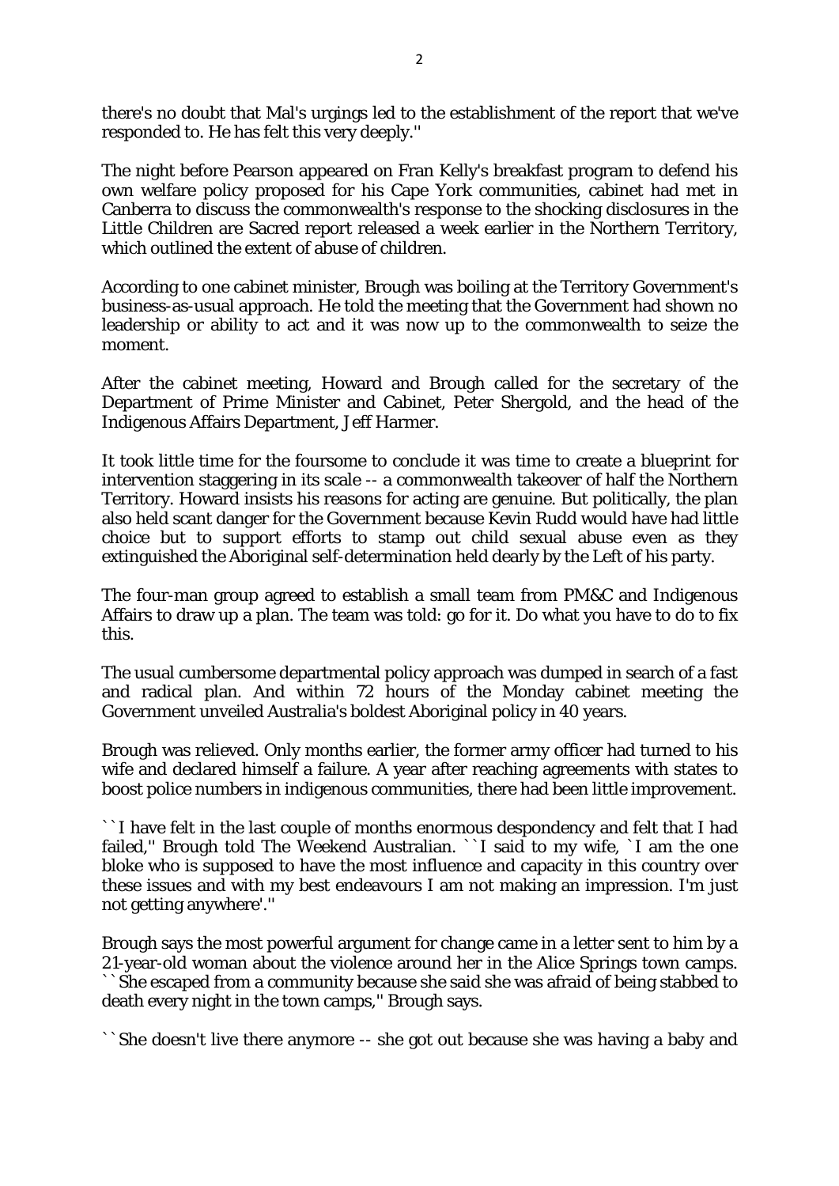there's no doubt that Mal's urgings led to the establishment of the report that we've responded to. He has felt this very deeply.''

The night before Pearson appeared on Fran Kelly's breakfast program to defend his own welfare policy proposed for his Cape York communities, cabinet had met in Canberra to discuss the commonwealth's response to the shocking disclosures in the Little Children are Sacred report released a week earlier in the Northern Territory, which outlined the extent of abuse of children.

According to one cabinet minister, Brough was boiling at the Territory Government's business-as-usual approach. He told the meeting that the Government had shown no leadership or ability to act and it was now up to the commonwealth to seize the moment.

After the cabinet meeting, Howard and Brough called for the secretary of the Department of Prime Minister and Cabinet, Peter Shergold, and the head of the Indigenous Affairs Department, Jeff Harmer.

It took little time for the foursome to conclude it was time to create a blueprint for intervention staggering in its scale -- a commonwealth takeover of half the Northern Territory. Howard insists his reasons for acting are genuine. But politically, the plan also held scant danger for the Government because Kevin Rudd would have had little choice but to support efforts to stamp out child sexual abuse even as they extinguished the Aboriginal self-determination held dearly by the Left of his party.

The four-man group agreed to establish a small team from PM&C and Indigenous Affairs to draw up a plan. The team was told: go for it. Do what you have to do to fix this.

The usual cumbersome departmental policy approach was dumped in search of a fast and radical plan. And within 72 hours of the Monday cabinet meeting the Government unveiled Australia's boldest Aboriginal policy in 40 years.

Brough was relieved. Only months earlier, the former army officer had turned to his wife and declared himself a failure. A year after reaching agreements with states to boost police numbers in indigenous communities, there had been little improvement.

``I have felt in the last couple of months enormous despondency and felt that I had failed,'' Brough told The Weekend Australian. ``I said to my wife, `I am the one bloke who is supposed to have the most influence and capacity in this country over these issues and with my best endeavours I am not making an impression. I'm just not getting anywhere'.''

Brough says the most powerful argument for change came in a letter sent to him by a 21-year-old woman about the violence around her in the Alice Springs town camps. ``She escaped from a community because she said she was afraid of being stabbed to death every night in the town camps,'' Brough says.

``She doesn't live there anymore -- she got out because she was having a baby and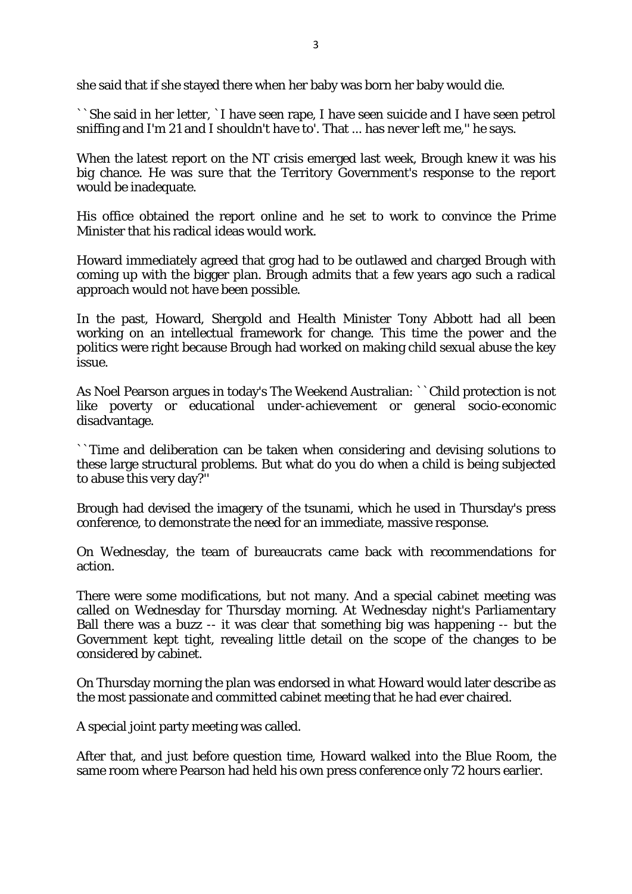she said that if she stayed there when her baby was born her baby would die.

``She said in her letter, `I have seen rape, I have seen suicide and I have seen petrol sniffing and I'm 21 and I shouldn't have to'. That ... has never left me,'' he says.

When the latest report on the NT crisis emerged last week, Brough knew it was his big chance. He was sure that the Territory Government's response to the report would be inadequate.

His office obtained the report online and he set to work to convince the Prime Minister that his radical ideas would work.

Howard immediately agreed that grog had to be outlawed and charged Brough with coming up with the bigger plan. Brough admits that a few years ago such a radical approach would not have been possible.

In the past, Howard, Shergold and Health Minister Tony Abbott had all been working on an intellectual framework for change. This time the power and the politics were right because Brough had worked on making child sexual abuse the key issue.

As Noel Pearson argues in today's The Weekend Australian: ``Child protection is not like poverty or educational under-achievement or general socio-economic disadvantage.

``Time and deliberation can be taken when considering and devising solutions to these large structural problems. But what do you do when a child is being subjected to abuse this very day?''

Brough had devised the imagery of the tsunami, which he used in Thursday's press conference, to demonstrate the need for an immediate, massive response.

On Wednesday, the team of bureaucrats came back with recommendations for action.

There were some modifications, but not many. And a special cabinet meeting was called on Wednesday for Thursday morning. At Wednesday night's Parliamentary Ball there was a buzz -- it was clear that something big was happening -- but the Government kept tight, revealing little detail on the scope of the changes to be considered by cabinet.

On Thursday morning the plan was endorsed in what Howard would later describe as the most passionate and committed cabinet meeting that he had ever chaired.

A special joint party meeting was called.

After that, and just before question time, Howard walked into the Blue Room, the same room where Pearson had held his own press conference only 72 hours earlier.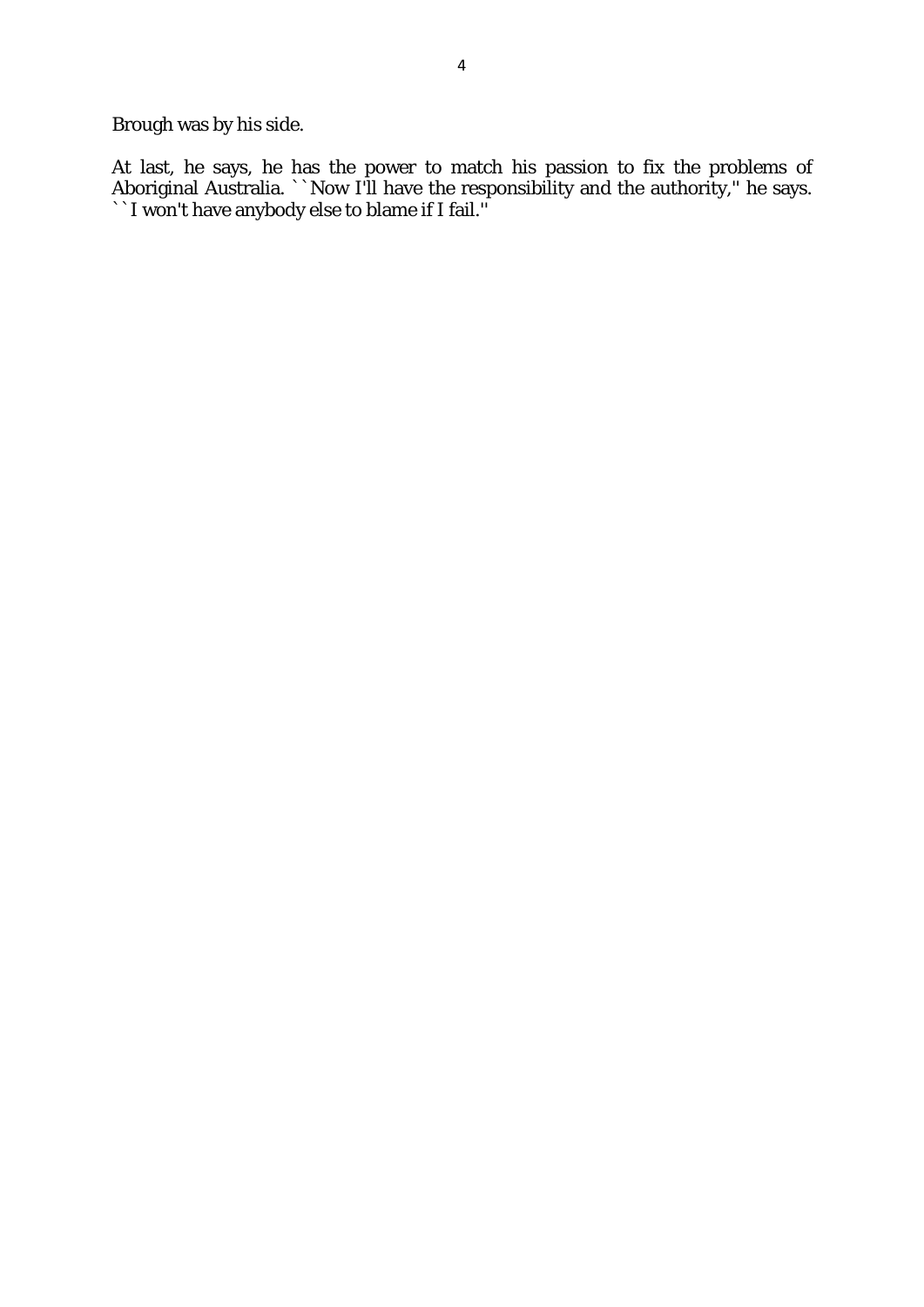Brough was by his side.

At last, he says, he has the power to match his passion to fix the problems of Aboriginal Australia. ``Now I'll have the responsibility and the authority,'' he says. ``I won't have anybody else to blame if I fail.''